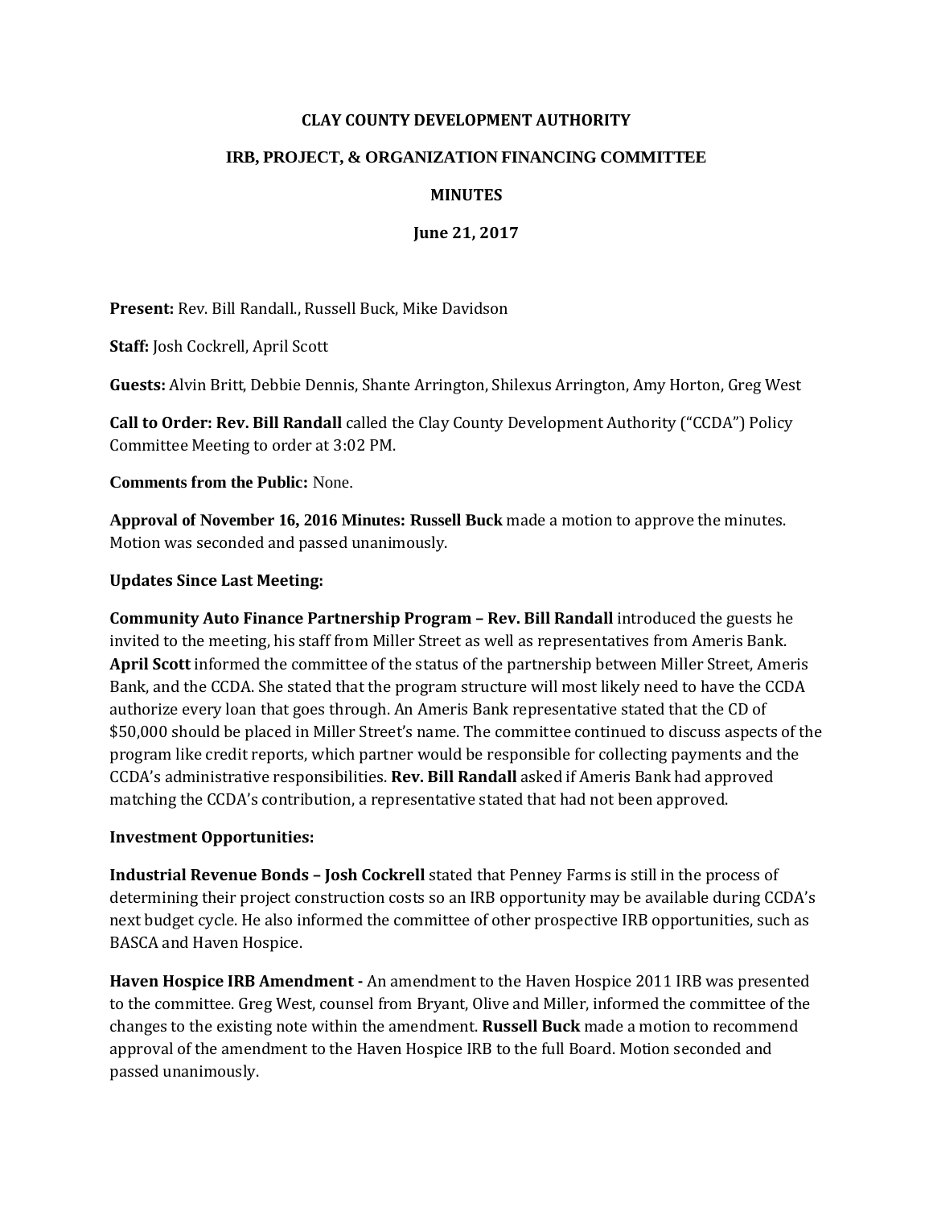**CLAY COUNTY DEVELOPMENT AUTHORITY**

**IRB, PROJECT, & ORGANIZATION FINANCING COMMITTEE**

**MINUTES**

**June 21, 2017**

**Present:** Rev. Bill Randall., Russell Buck, Mike Davidson

**Staff:** Josh Cockrell, April Scott

**Guests:** Alvin Britt, Debbie Dennis, Shante Arrington, Shilexus Arrington, Amy Horton, Greg West

**Call to Order: Rev. Bill Randall** called the Clay County Development Authority ("CCDA") Policy Committee Meeting to order at 3:02 PM.

**Comments from the Public:** None.

**Approval of November 16, 2016 Minutes: Russell Buck** made a motion to approve the minutes. Motion was seconded and passed unanimously.

**Updates Since Last Meeting:**

**Community Auto Finance Partnership Program – Rev. Bill Randall** introduced the guests he invited to the meeting, his staff from Miller Street as well as representatives from Ameris Bank. **April Scott** informed the committee of the status of the partnership between Miller Street, Ameris Bank, and the CCDA. She stated that the program structure will most likely need to have the CCDA authorize every loan that goes through. An Ameris Bank representative stated that the CD of $50,000 should be placed in Miller Street's name. The committee continued to discuss aspects of the program like credit reports, which partner would be responsible for collecting payments and the CCDA's administrative responsibilities. **Rev. Bill Randall** asked if Ameris Bank had approved matching the CCDA's contribution, a representative stated that had not been approved.

**Investment Opportunities:**

**Industrial Revenue Bonds – Josh Cockrell** stated that Penney Farms is still in the process of determining their project construction costs so an IRB opportunity may be available during CCDA's next budget cycle. He also informed the committee of other prospective IRB opportunities, such as BASCA and Haven Hospice.

**Haven Hospice IRB Amendment -** An amendment to the Haven Hospice 2011 IRB was presented to the committee. Greg West, counsel from Bryant, Olive and Miller, informed the committee of the changes to the existing note within the amendment. **Russell Buck** made a motion to recommend approval of the amendment to the Haven Hospice IRB to the full Board. Motion seconded and passed unanimously.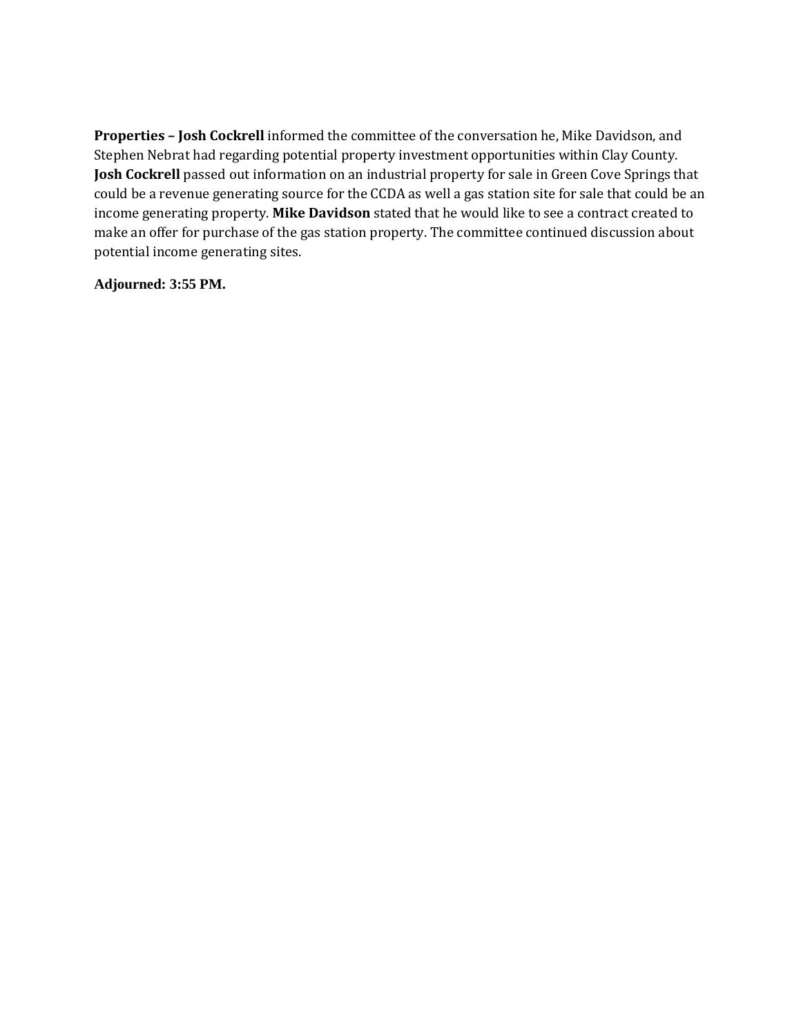**Properties – Josh Cockrell** informed the committee of the conversation he, Mike Davidson, and Stephen Nebrat had regarding potential property investment opportunities within Clay County. **Josh Cockrell** passed out information on an industrial property for sale in Green Cove Springs that could be a revenue generating source for the CCDA as well a gas station site for sale that could be an income generating property. **Mike Davidson** stated that he would like to see a contract created to make an offer for purchase of the gas station property. The committee continued discussion about potential income generating sites.

**Adjourned: 3:55 PM.**